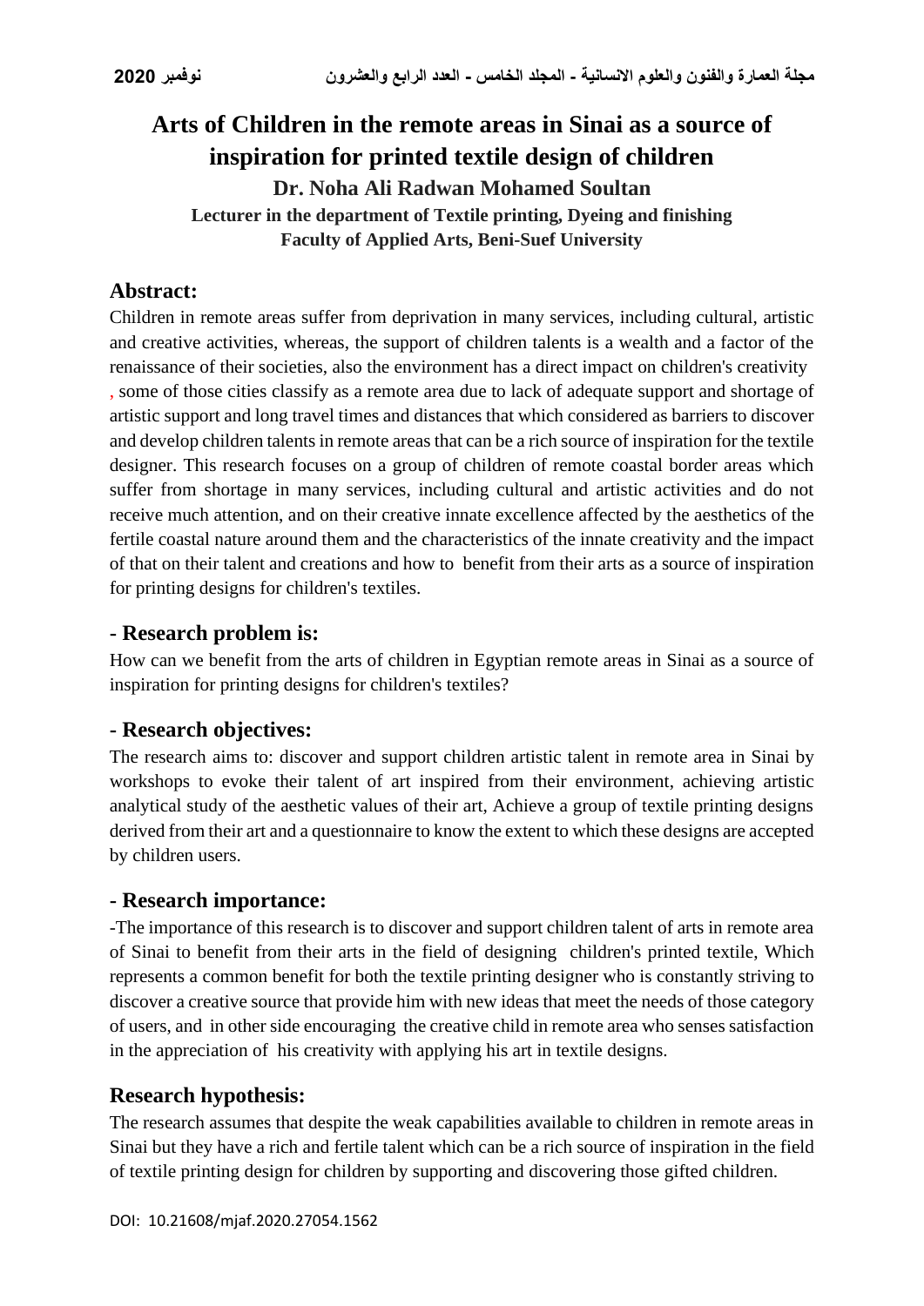# Arts of Children in the remote areas in Sinai as a source of inspiration for printed textile design of children

**Dr. Noha Ali Radwan Mohamed Soultan**

**Lecturer in the department of Textile printing, Dyeing and finishing**
**Faculty of Applied Arts, Beni-Suef University**

## Abstract:

Children in remote areas suffer from deprivation in many services, including cultural, artistic and creative activities, whereas, the support of children talents is a wealth and a factor of the renaissance of their societies, also the environment has a direct impact on children's creativity , some of those cities classify as a remote area due to lack of adequate support and shortage of artistic support and long travel times and distances that which considered as barriers to discover and develop children talents in remote areas that can be a rich source of inspiration for the textile designer. This research focuses on a group of children of remote coastal border areas which suffer from shortage in many services, including cultural and artistic activities and do not receive much attention, and on their creative innate excellence affected by the aesthetics of the fertile coastal nature around them and the characteristics of the innate creativity and the impact of that on their talent and creations and how to benefit from their arts as a source of inspiration for printing designs for children's textiles.

## - Research problem is:

How can we benefit from the arts of children in Egyptian remote areas in Sinai as a source of inspiration for printing designs for children's textiles?

## - Research objectives:

The research aims to: discover and support children artistic talent in remote area in Sinai by workshops to evoke their talent of art inspired from their environment, achieving artistic analytical study of the aesthetic values of their art, Achieve a group of textile printing designs derived from their art and a questionnaire to know the extent to which these designs are accepted by children users.

## - Research importance:

-The importance of this research is to discover and support children talent of arts in remote area of Sinai to benefit from their arts in the field of designing children's printed textile, Which represents a common benefit for both the textile printing designer who is constantly striving to discover a creative source that provide him with new ideas that meet the needs of those category of users, and in other side encouraging the creative child in remote area who senses satisfaction in the appreciation of his creativity with applying his art in textile designs.

## Research hypothesis:

The research assumes that despite the weak capabilities available to children in remote areas in Sinai but they have a rich and fertile talent which can be a rich source of inspiration in the field of textile printing design for children by supporting and discovering those gifted children.

DOI: 10.21608/mjaf.2020.27054.1562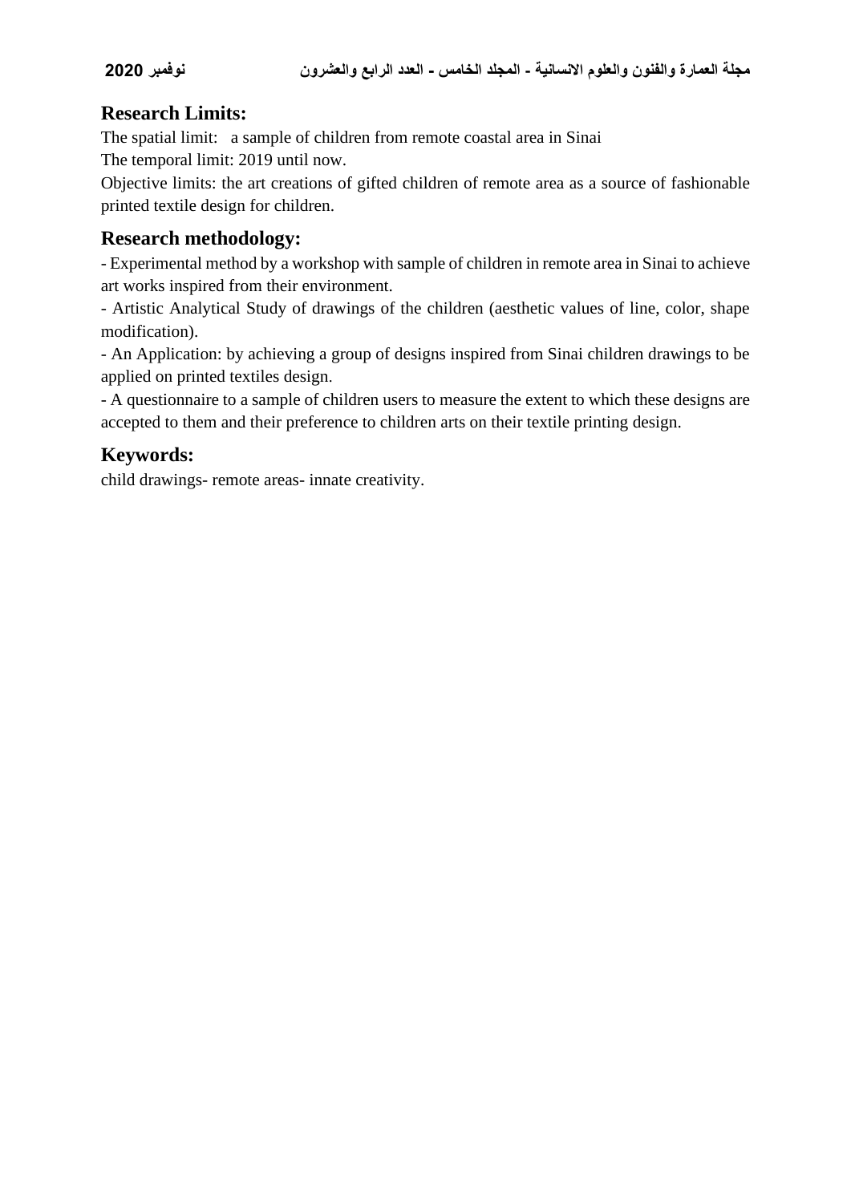## Research Limits:

The spatial limit: a sample of children from remote coastal area in Sinai

The temporal limit: 2019 until now.

Objective limits: the art creations of gifted children of remote area as a source of fashionable printed textile design for children.

## Research methodology:

- Experimental method by a workshop with sample of children in remote area in Sinai to achieve art works inspired from their environment.
- Artistic Analytical Study of drawings of the children (aesthetic values of line, color, shape modification).
- An Application: by achieving a group of designs inspired from Sinai children drawings to be applied on printed textiles design.
- A questionnaire to a sample of children users to measure the extent to which these designs are accepted to them and their preference to children arts on their textile printing design.

## Keywords:

child drawings- remote areas- innate creativity.